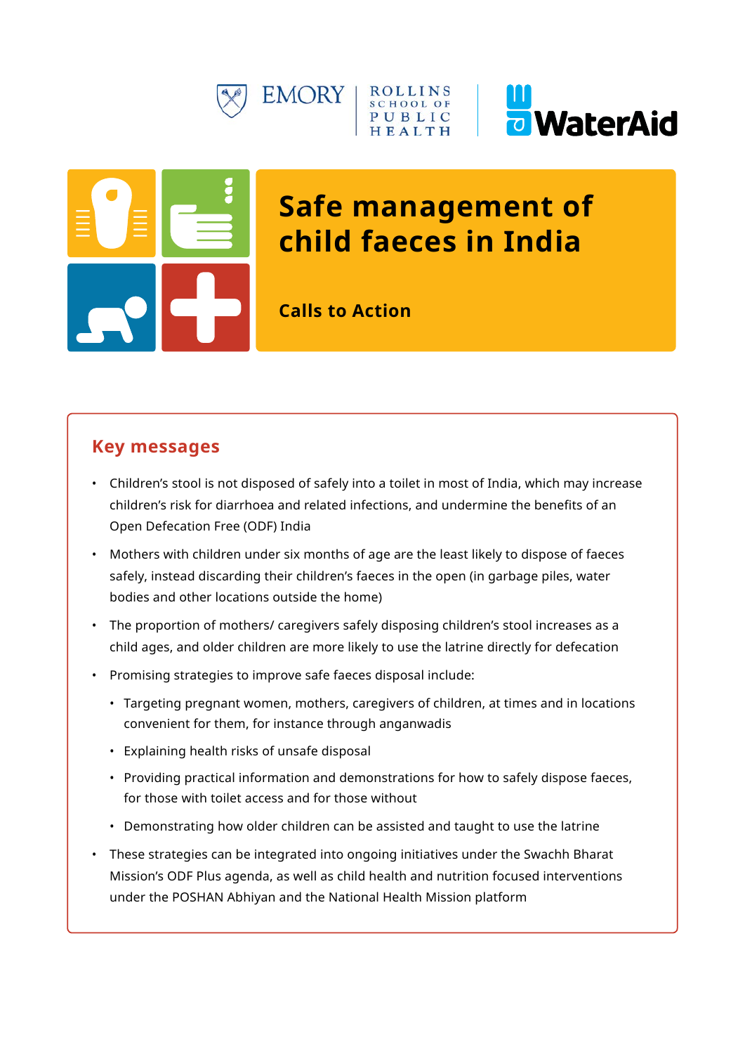EMORY | ROLLINS SCHOOL OF PUBLIC HEALTH

WaterAid

# Safe management of child faeces in India

## Calls to Action

### Key messages

- Children's stool is not disposed of safely into a toilet in most of India, which may increase children's risk for diarrhoea and related infections, and undermine the benefits of an Open Defecation Free (ODF) India
- Mothers with children under six months of age are the least likely to dispose of faeces safely, instead discarding their children's faeces in the open (in garbage piles, water bodies and other locations outside the home)
- The proportion of mothers/ caregivers safely disposing children's stool increases as a child ages, and older children are more likely to use the latrine directly for defecation
- Promising strategies to improve safe faeces disposal include:
  - Targeting pregnant women, mothers, caregivers of children, at times and in locations convenient for them, for instance through anganwadis
  - Explaining health risks of unsafe disposal
  - Providing practical information and demonstrations for how to safely dispose faeces, for those with toilet access and for those without
  - Demonstrating how older children can be assisted and taught to use the latrine
- These strategies can be integrated into ongoing initiatives under the Swachh Bharat Mission's ODF Plus agenda, as well as child health and nutrition focused interventions under the POSHAN Abhiyan and the National Health Mission platform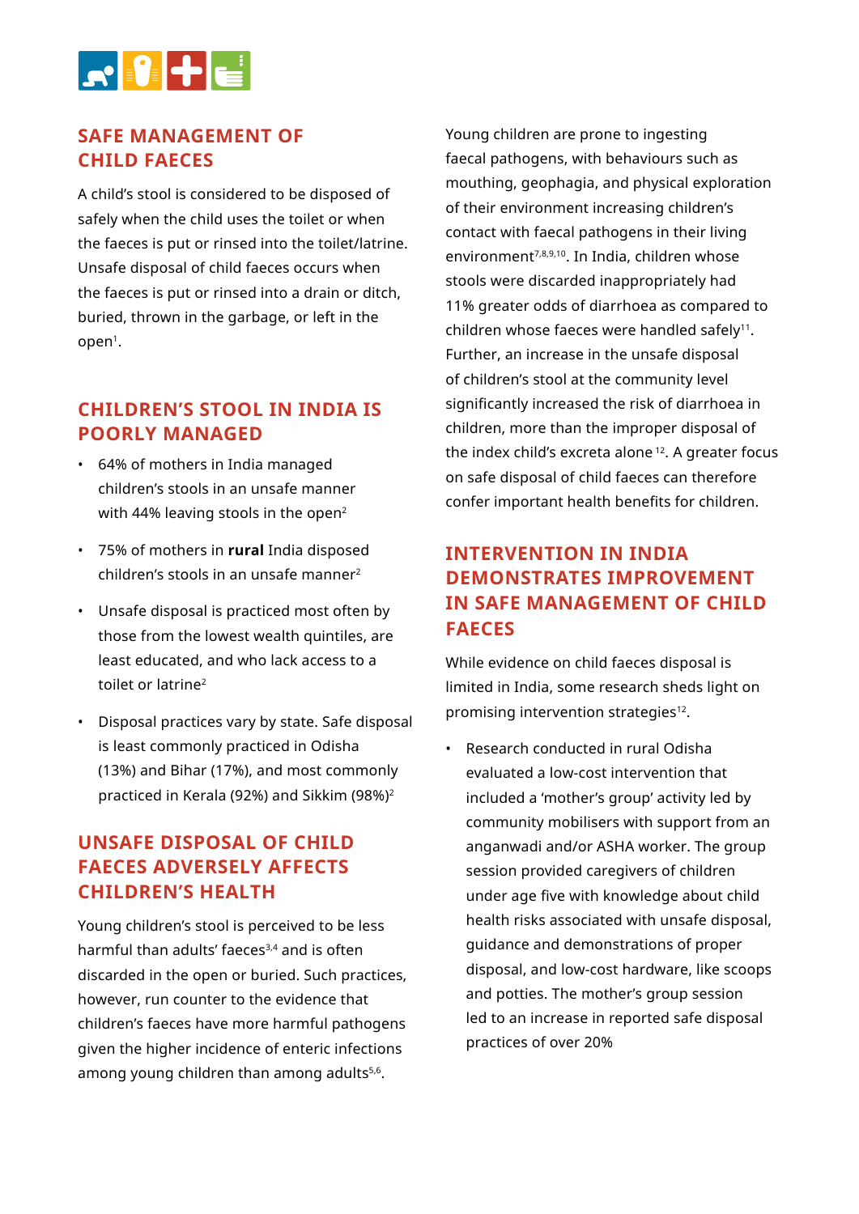## SAFE MANAGEMENT OF CHILD FAECES

A child's stool is considered to be disposed of safely when the child uses the toilet or when the faeces is put or rinsed into the toilet/latrine. Unsafe disposal of child faeces occurs when the faeces is put or rinsed into a drain or ditch, buried, thrown in the garbage, or left in the open[1].

## CHILDREN'S STOOL IN INDIA IS POORLY MANAGED

- 64% of mothers in India managed children's stools in an unsafe manner with 44% leaving stools in the open[2]
- 75% of mothers in **rural** India disposed children's stools in an unsafe manner[2]
- Unsafe disposal is practiced most often by those from the lowest wealth quintiles, are least educated, and who lack access to a toilet or latrine[2]
- Disposal practices vary by state. Safe disposal is least commonly practiced in Odisha (13%) and Bihar (17%), and most commonly practiced in Kerala (92%) and Sikkim (98%)[2]

## UNSAFE DISPOSAL OF CHILD FAECES ADVERSELY AFFECTS CHILDREN'S HEALTH

Young children's stool is perceived to be less harmful than adults' faeces[3,4] and is often discarded in the open or buried. Such practices, however, run counter to the evidence that children's faeces have more harmful pathogens given the higher incidence of enteric infections among young children than among adults[5,6].

Young children are prone to ingesting faecal pathogens, with behaviours such as mouthing, geophagia, and physical exploration of their environment increasing children's contact with faecal pathogens in their living environment[7,8,9,10]. In India, children whose stools were discarded inappropriately had 11% greater odds of diarrhoea as compared to children whose faeces were handled safely[11]. Further, an increase in the unsafe disposal of children's stool at the community level significantly increased the risk of diarrhoea in children, more than the improper disposal of the index child's excreta alone[12]. A greater focus on safe disposal of child faeces can therefore confer important health benefits for children.

## INTERVENTION IN INDIA DEMONSTRATES IMPROVEMENT IN SAFE MANAGEMENT OF CHILD FAECES

While evidence on child faeces disposal is limited in India, some research sheds light on promising intervention strategies[12].

- Research conducted in rural Odisha evaluated a low-cost intervention that included a 'mother's group' activity led by community mobilisers with support from an anganwadi and/or ASHA worker. The group session provided caregivers of children under age five with knowledge about child health risks associated with unsafe disposal, guidance and demonstrations of proper disposal, and low-cost hardware, like scoops and potties. The mother's group session led to an increase in reported safe disposal practices of over 20%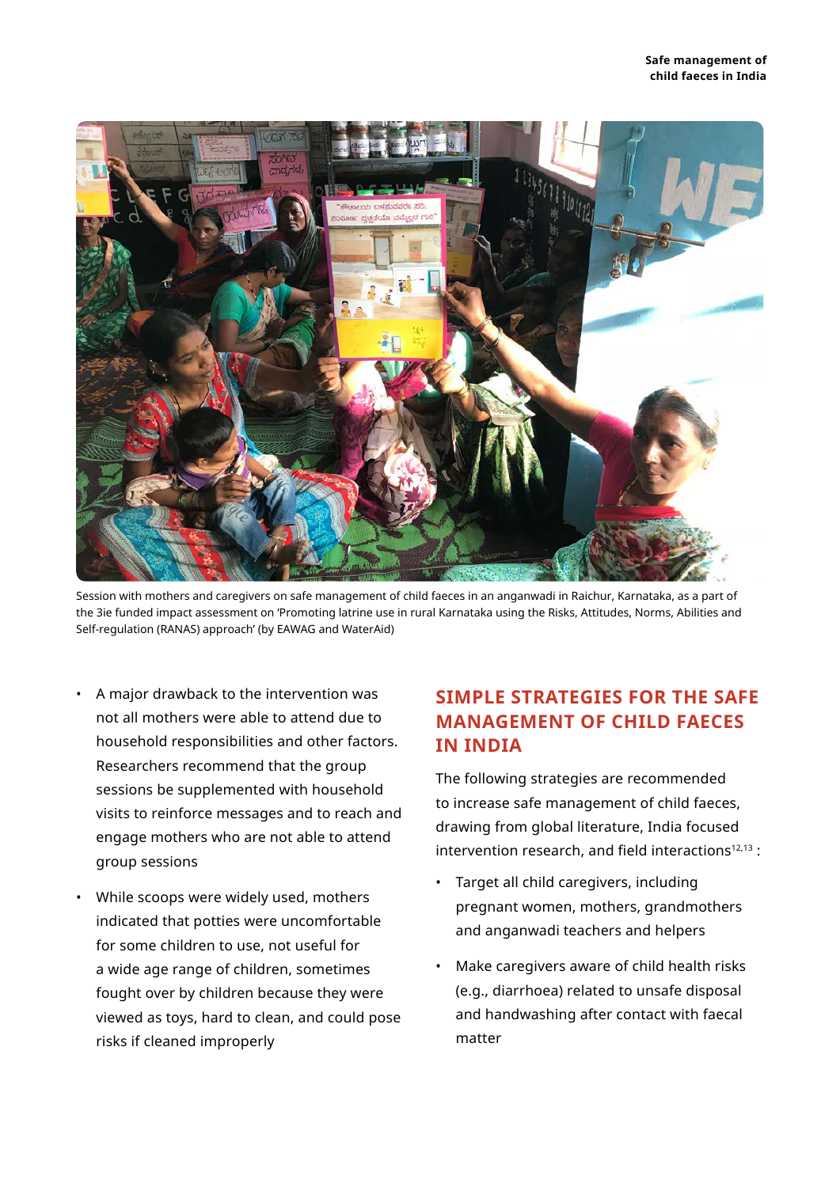Session with mothers and caregivers on safe management of child faeces in an anganwadi in Raichur, Karnataka, as a part of the 3ie funded impact assessment on 'Promoting latrine use in rural Karnataka using the Risks, Attitudes, Norms, Abilities and Self-regulation (RANAS) approach' (by EAWAG and WaterAid)

- A major drawback to the intervention was not all mothers were able to attend due to household responsibilities and other factors. Researchers recommend that the group sessions be supplemented with household visits to reinforce messages and to reach and engage mothers who are not able to attend group sessions
- While scoops were widely used, mothers indicated that potties were uncomfortable for some children to use, not useful for a wide age range of children, sometimes fought over by children because they were viewed as toys, hard to clean, and could pose risks if cleaned improperly

## SIMPLE STRATEGIES FOR THE SAFE MANAGEMENT OF CHILD FAECES IN INDIA

The following strategies are recommended to increase safe management of child faeces, drawing from global literature, India focused intervention research, and field interactions[12,13] :

- Target all child caregivers, including pregnant women, mothers, grandmothers and anganwadi teachers and helpers
- Make caregivers aware of child health risks (e.g., diarrhoea) related to unsafe disposal and handwashing after contact with faecal matter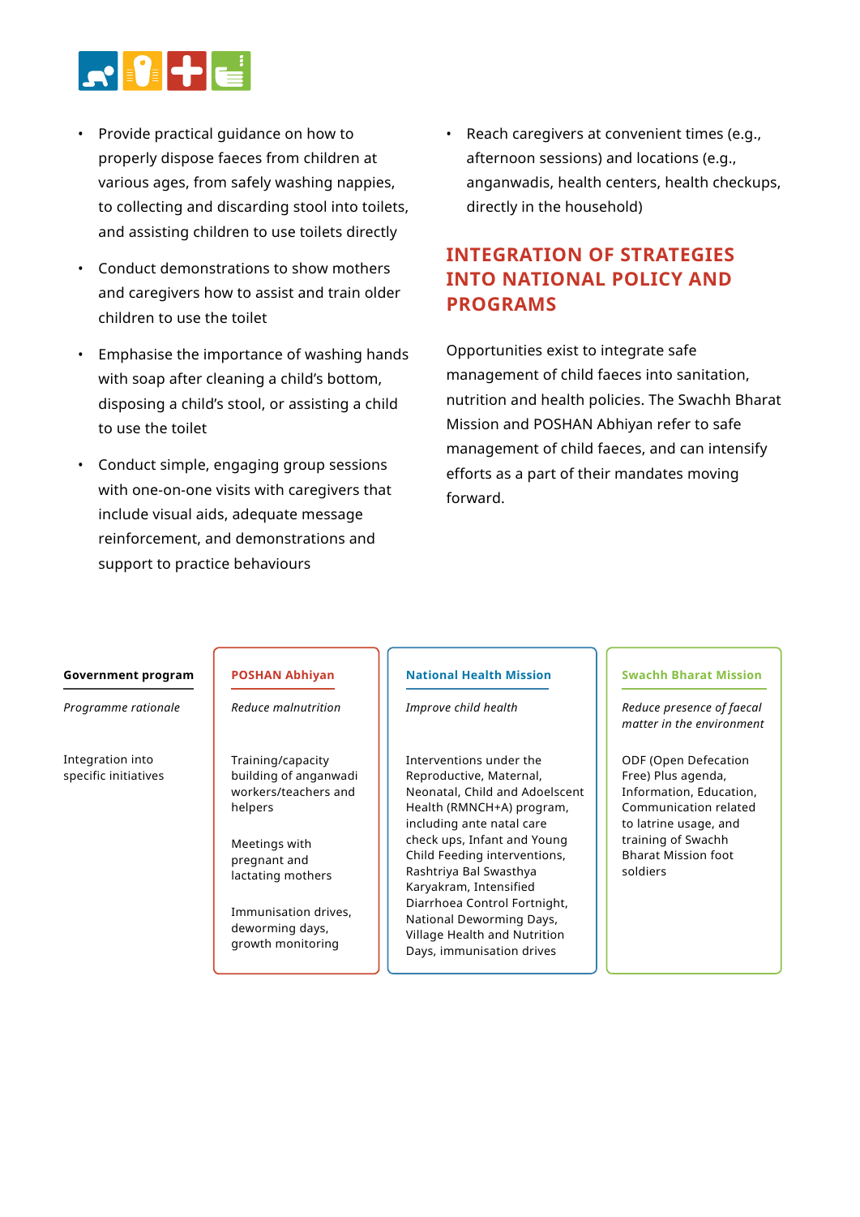- Provide practical guidance on how to properly dispose faeces from children at various ages, from safely washing nappies, to collecting and discarding stool into toilets, and assisting children to use toilets directly
- Conduct demonstrations to show mothers and caregivers how to assist and train older children to use the toilet
- Emphasise the importance of washing hands with soap after cleaning a child's bottom, disposing a child's stool, or assisting a child to use the toilet
- Conduct simple, engaging group sessions with one-on-one visits with caregivers that include visual aids, adequate message reinforcement, and demonstrations and support to practice behaviours
- Reach caregivers at convenient times (e.g., afternoon sessions) and locations (e.g., anganwadis, health centers, health checkups, directly in the household)

## INTEGRATION OF STRATEGIES INTO NATIONAL POLICY AND PROGRAMS

Opportunities exist to integrate safe management of child faeces into sanitation, nutrition and health policies. The Swachh Bharat Mission and POSHAN Abhiyan refer to safe management of child faeces, and can intensify efforts as a part of their mandates moving forward.

| **Government program** | **POSHAN Abhiyan** | **National Health Mission** | **Swachh Bharat Mission** |
|---|---|---|---|
| *Programme rationale* | *Reduce malnutrition* | *Improve child health* | *Reduce presence of faecal matter in the environment* |
| Integration into specific initiatives | Training/capacity building of anganwadi workers/teachers and helpers<br><br>Meetings with pregnant and lactating mothers<br><br>Immunisation drives, deworming days, growth monitoring | Interventions under the Reproductive, Maternal, Neonatal, Child and Adoelscent Health (RMNCH+A) program, including ante natal care check ups, Infant and Young Child Feeding interventions, Rashtriya Bal Swasthya Karyakram, Intensified Diarrhoea Control Fortnight, National Deworming Days, Village Health and Nutrition Days, immunisation drives | ODF (Open Defecation Free) Plus agenda, Information, Education, Communication related to latrine usage, and training of Swachh Bharat Mission foot soldiers |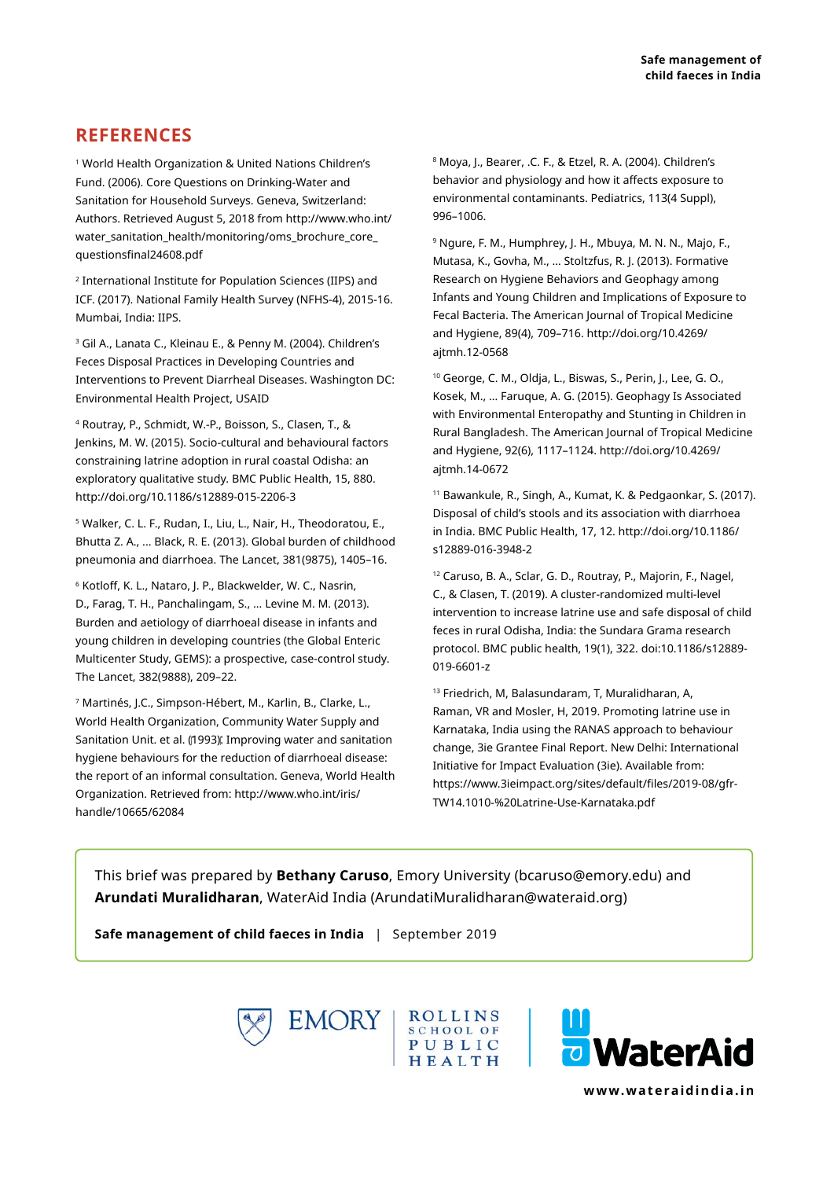## REFERENCES

[1] World Health Organization & United Nations Children's Fund. (2006). Core Questions on Drinking-Water and Sanitation for Household Surveys. Geneva, Switzerland: Authors. Retrieved August 5, 2018 from http://www.who.int/water_sanitation_health/monitoring/oms_brochure_core_questionsfinal24608.pdf

[2] International Institute for Population Sciences (IIPS) and ICF. (2017). National Family Health Survey (NFHS-4), 2015-16. Mumbai, India: IIPS.

[3] Gil A., Lanata C., Kleinau E., & Penny M. (2004). Children's Feces Disposal Practices in Developing Countries and Interventions to Prevent Diarrheal Diseases. Washington DC: Environmental Health Project, USAID

[4] Routray, P., Schmidt, W.-P., Boisson, S., Clasen, T., & Jenkins, M. W. (2015). Socio-cultural and behavioural factors constraining latrine adoption in rural coastal Odisha: an exploratory qualitative study. BMC Public Health, 15, 880. http://doi.org/10.1186/s12889-015-2206-3

[5] Walker, C. L. F., Rudan, I., Liu, L., Nair, H., Theodoratou, E., Bhutta Z. A., ... Black, R. E. (2013). Global burden of childhood pneumonia and diarrhoea. The Lancet, 381(9875), 1405–16.

[6] Kotloff, K. L., Nataro, J. P., Blackwelder, W. C., Nasrin, D., Farag, T. H., Panchalingam, S., ... Levine M. M. (2013). Burden and aetiology of diarrhoeal disease in infants and young children in developing countries (the Global Enteric Multicenter Study, GEMS): a prospective, case-control study. The Lancet, 382(9888), 209–22.

[7] Martinés, J.C., Simpson-Hébert, M., Karlin, B., Clarke, L., World Health Organization, Community Water Supply and Sanitation Unit. et al. (1993). Improving water and sanitation hygiene behaviours for the reduction of diarrhoeal disease: the report of an informal consultation. Geneva, World Health Organization. Retrieved from: http://www.who.int/iris/handle/10665/62084

[8] Moya, J., Bearer, .C. F., & Etzel, R. A. (2004). Children's behavior and physiology and how it affects exposure to environmental contaminants. Pediatrics, 113(4 Suppl), 996–1006.

[9] Ngure, F. M., Humphrey, J. H., Mbuya, M. N. N., Majo, F., Mutasa, K., Govha, M., ... Stoltzfus, R. J. (2013). Formative Research on Hygiene Behaviors and Geophagy among Infants and Young Children and Implications of Exposure to Fecal Bacteria. The American Journal of Tropical Medicine and Hygiene, 89(4), 709–716. http://doi.org/10.4269/ajtmh.12-0568

[10] George, C. M., Oldja, L., Biswas, S., Perin, J., Lee, G. O., Kosek, M., ... Faruque, A. G. (2015). Geophagy Is Associated with Environmental Enteropathy and Stunting in Children in Rural Bangladesh. The American Journal of Tropical Medicine and Hygiene, 92(6), 1117–1124. http://doi.org/10.4269/ajtmh.14-0672

[11] Bawankule, R., Singh, A., Kumat, K. & Pedgaonkar, S. (2017). Disposal of child's stools and its association with diarrhoea in India. BMC Public Health, 17, 12. http://doi.org/10.1186/s12889-016-3948-2

[12] Caruso, B. A., Sclar, G. D., Routray, P., Majorin, F., Nagel, C., & Clasen, T. (2019). A cluster-randomized multi-level intervention to increase latrine use and safe disposal of child feces in rural Odisha, India: the Sundara Grama research protocol. BMC public health, 19(1), 322. doi:10.1186/s12889-019-6601-z

[13] Friedrich, M, Balasundaram, T, Muralidharan, A, Raman, VR and Mosler, H, 2019. Promoting latrine use in Karnataka, India using the RANAS approach to behaviour change, 3ie Grantee Final Report. New Delhi: International Initiative for Impact Evaluation (3ie). Available from: https://www.3ieimpact.org/sites/default/files/2019-08/gfr-TW14.1010-%20Latrine-Use-Karnataka.pdf

This brief was prepared by **Bethany Caruso**, Emory University (bcaruso@emory.edu) and **Arundati Muralidharan**, WaterAid India (ArundatiMuralidharan@wateraid.org)

**Safe management of child faeces in India** | September 2019

EMORY ROLLINS SCHOOL OF PUBLIC HEALTH

WaterAid

www.wateraidindia.in